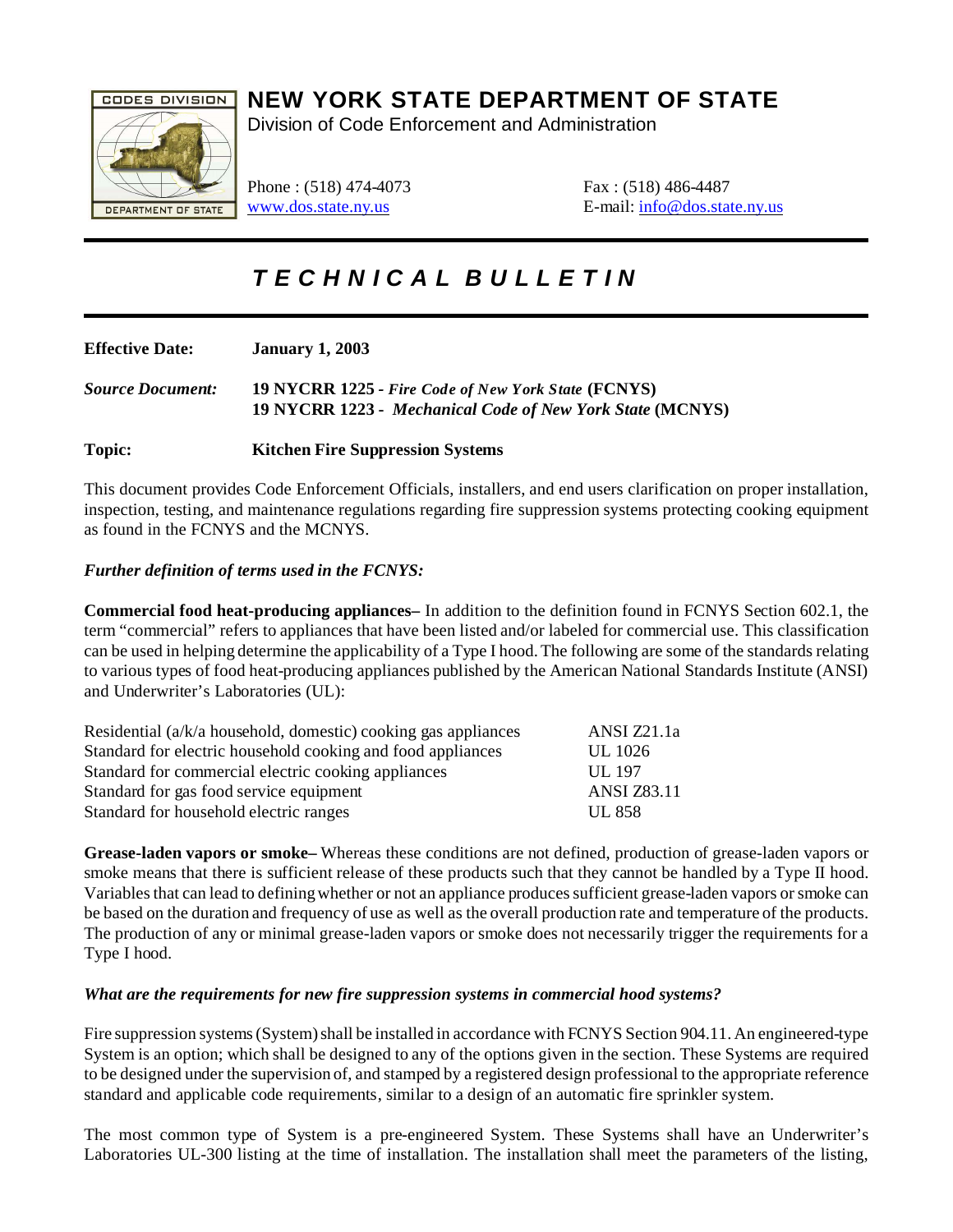# NEW YORK STATE DEPARTMENT OF STATE

Division of Code Enforcement and Administration

Phone : (518) 474-4073
www.dos.state.ny.us

Fax : (518) 486-4487
E-mail: info@dos.state.ny.us

## *TECHNICAL BULLETIN*

**Effective Date:** **January 1, 2003**

***Source Document:*** **19 NYCRR 1225 -** ***Fire Code of New York State*** **(FCNYS)**
**19 NYCRR 1223 -** ***Mechanical Code of New York State*** **(MCNYS)**

**Topic:** **Kitchen Fire Suppression Systems**

This document provides Code Enforcement Officials, installers, and end users clarification on proper installation, inspection, testing, and maintenance regulations regarding fire suppression systems protecting cooking equipment as found in the FCNYS and the MCNYS.

***Further definition of terms used in the FCNYS:***

**Commercial food heat-producing appliances–** In addition to the definition found in FCNYS Section 602.1, the term "commercial" refers to appliances that have been listed and/or labeled for commercial use. This classification can be used in helping determine the applicability of a Type I hood. The following are some of the standards relating to various types of food heat-producing appliances published by the American National Standards Institute (ANSI) and Underwriter's Laboratories (UL):

| | |
|---|---|
| Residential (a/k/a household, domestic) cooking gas appliances | ANSI Z21.1a |
| Standard for electric household cooking and food appliances | UL 1026 |
| Standard for commercial electric cooking appliances | UL 197 |
| Standard for gas food service equipment | ANSI Z83.11 |
| Standard for household electric ranges | UL 858 |

**Grease-laden vapors or smoke–** Whereas these conditions are not defined, production of grease-laden vapors or smoke means that there is sufficient release of these products such that they cannot be handled by a Type II hood. Variables that can lead to defining whether or not an appliance produces sufficient grease-laden vapors or smoke can be based on the duration and frequency of use as well as the overall production rate and temperature of the products. The production of any or minimal grease-laden vapors or smoke does not necessarily trigger the requirements for a Type I hood.

***What are the requirements for new fire suppression systems in commercial hood systems?***

Fire suppression systems (System) shall be installed in accordance with FCNYS Section 904.11. An engineered-type System is an option; which shall be designed to any of the options given in the section. These Systems are required to be designed under the supervision of, and stamped by a registered design professional to the appropriate reference standard and applicable code requirements, similar to a design of an automatic fire sprinkler system.

The most common type of System is a pre-engineered System. These Systems shall have an Underwriter's Laboratories UL-300 listing at the time of installation. The installation shall meet the parameters of the listing,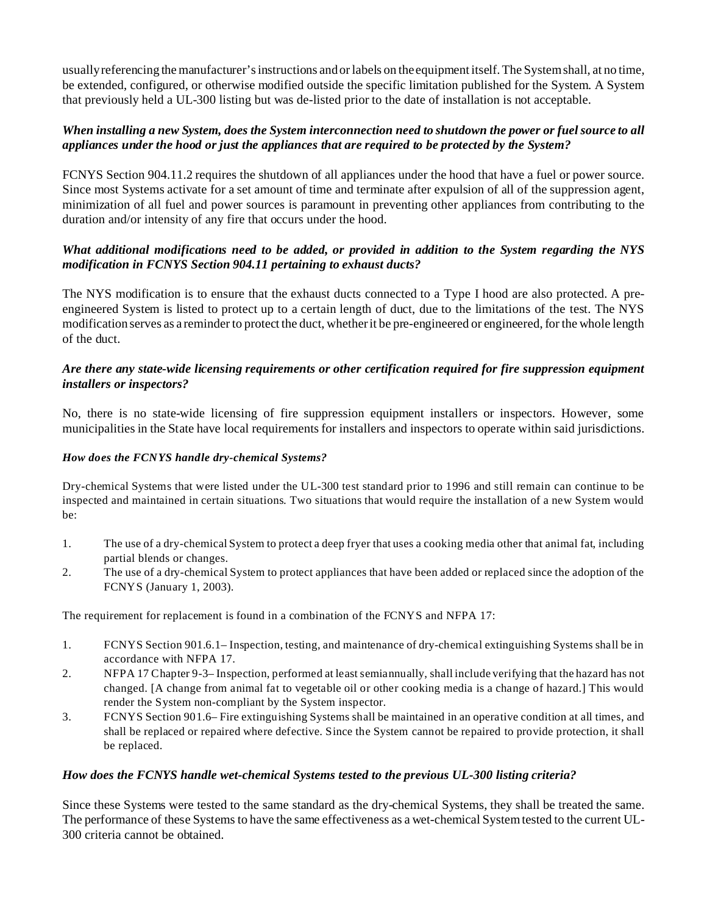usually referencing the manufacturer's instructions and or labels on the equipment itself. The System shall, at no time, be extended, configured, or otherwise modified outside the specific limitation published for the System. A System that previously held a UL-300 listing but was de-listed prior to the date of installation is not acceptable.

***When installing a new System, does the System interconnection need to shutdown the power or fuel source to all appliances under the hood or just the appliances that are required to be protected by the System?***

FCNYS Section 904.11.2 requires the shutdown of all appliances under the hood that have a fuel or power source. Since most Systems activate for a set amount of time and terminate after expulsion of all of the suppression agent, minimization of all fuel and power sources is paramount in preventing other appliances from contributing to the duration and/or intensity of any fire that occurs under the hood.

***What additional modifications need to be added, or provided in addition to the System regarding the NYS modification in FCNYS Section 904.11 pertaining to exhaust ducts?***

The NYS modification is to ensure that the exhaust ducts connected to a Type I hood are also protected. A pre-engineered System is listed to protect up to a certain length of duct, due to the limitations of the test. The NYS modification serves as a reminder to protect the duct, whether it be pre-engineered or engineered, for the whole length of the duct.

***Are there any state-wide licensing requirements or other certification required for fire suppression equipment installers or inspectors?***

No, there is no state-wide licensing of fire suppression equipment installers or inspectors. However, some municipalities in the State have local requirements for installers and inspectors to operate within said jurisdictions.

***How does the FCNYS handle dry-chemical Systems?***

Dry-chemical Systems that were listed under the UL-300 test standard prior to 1996 and still remain can continue to be inspected and maintained in certain situations. Two situations that would require the installation of a new System would be:

1. The use of a dry-chemical System to protect a deep fryer that uses a cooking media other that animal fat, including partial blends or changes.
2. The use of a dry-chemical System to protect appliances that have been added or replaced since the adoption of the FCNYS (January 1, 2003).

The requirement for replacement is found in a combination of the FCNYS and NFPA 17:

1. FCNYS Section 901.6.1– Inspection, testing, and maintenance of dry-chemical extinguishing Systems shall be in accordance with NFPA 17.
2. NFPA 17 Chapter 9-3– Inspection, performed at least semiannually, shall include verifying that the hazard has not changed. [A change from animal fat to vegetable oil or other cooking media is a change of hazard.] This would render the System non-compliant by the System inspector.
3. FCNYS Section 901.6– Fire extinguishing Systems shall be maintained in an operative condition at all times, and shall be replaced or repaired where defective. Since the System cannot be repaired to provide protection, it shall be replaced.

***How does the FCNYS handle wet-chemical Systems tested to the previous UL-300 listing criteria?***

Since these Systems were tested to the same standard as the dry-chemical Systems, they shall be treated the same. The performance of these Systems to have the same effectiveness as a wet-chemical System tested to the current UL-300 criteria cannot be obtained.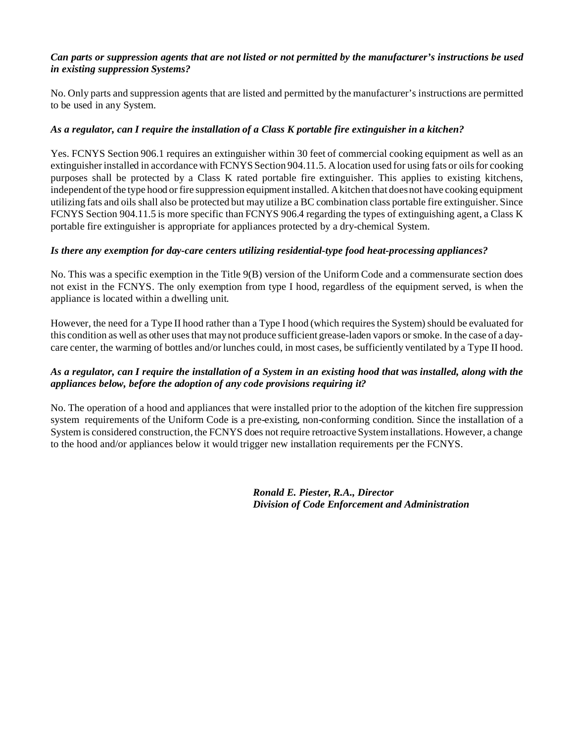***Can parts or suppression agents that are not listed or not permitted by the manufacturer's instructions be used in existing suppression Systems?***

No. Only parts and suppression agents that are listed and permitted by the manufacturer's instructions are permitted to be used in any System.

***As a regulator, can I require the installation of a Class K portable fire extinguisher in a kitchen?***

Yes. FCNYS Section 906.1 requires an extinguisher within 30 feet of commercial cooking equipment as well as an extinguisher installed in accordance with FCNYS Section 904.11.5. A location used for using fats or oils for cooking purposes shall be protected by a Class K rated portable fire extinguisher. This applies to existing kitchens, independent of the type hood or fire suppression equipment installed. A kitchen that does not have cooking equipment utilizing fats and oils shall also be protected but may utilize a BC combination class portable fire extinguisher. Since FCNYS Section 904.11.5 is more specific than FCNYS 906.4 regarding the types of extinguishing agent, a Class K portable fire extinguisher is appropriate for appliances protected by a dry-chemical System.

***Is there any exemption for day-care centers utilizing residential-type food heat-processing appliances?***

No. This was a specific exemption in the Title 9(B) version of the Uniform Code and a commensurate section does not exist in the FCNYS. The only exemption from type I hood, regardless of the equipment served, is when the appliance is located within a dwelling unit.

However, the need for a Type II hood rather than a Type I hood (which requires the System) should be evaluated for this condition as well as other uses that may not produce sufficient grease-laden vapors or smoke. In the case of a day-care center, the warming of bottles and/or lunches could, in most cases, be sufficiently ventilated by a Type II hood.

***As a regulator, can I require the installation of a System in an existing hood that was installed, along with the appliances below, before the adoption of any code provisions requiring it?***

No. The operation of a hood and appliances that were installed prior to the adoption of the kitchen fire suppression system requirements of the Uniform Code is a pre-existing, non-conforming condition. Since the installation of a System is considered construction, the FCNYS does not require retroactive System installations. However, a change to the hood and/or appliances below it would trigger new installation requirements per the FCNYS.

***Ronald E. Piester, R.A., Director***
***Division of Code Enforcement and Administration***